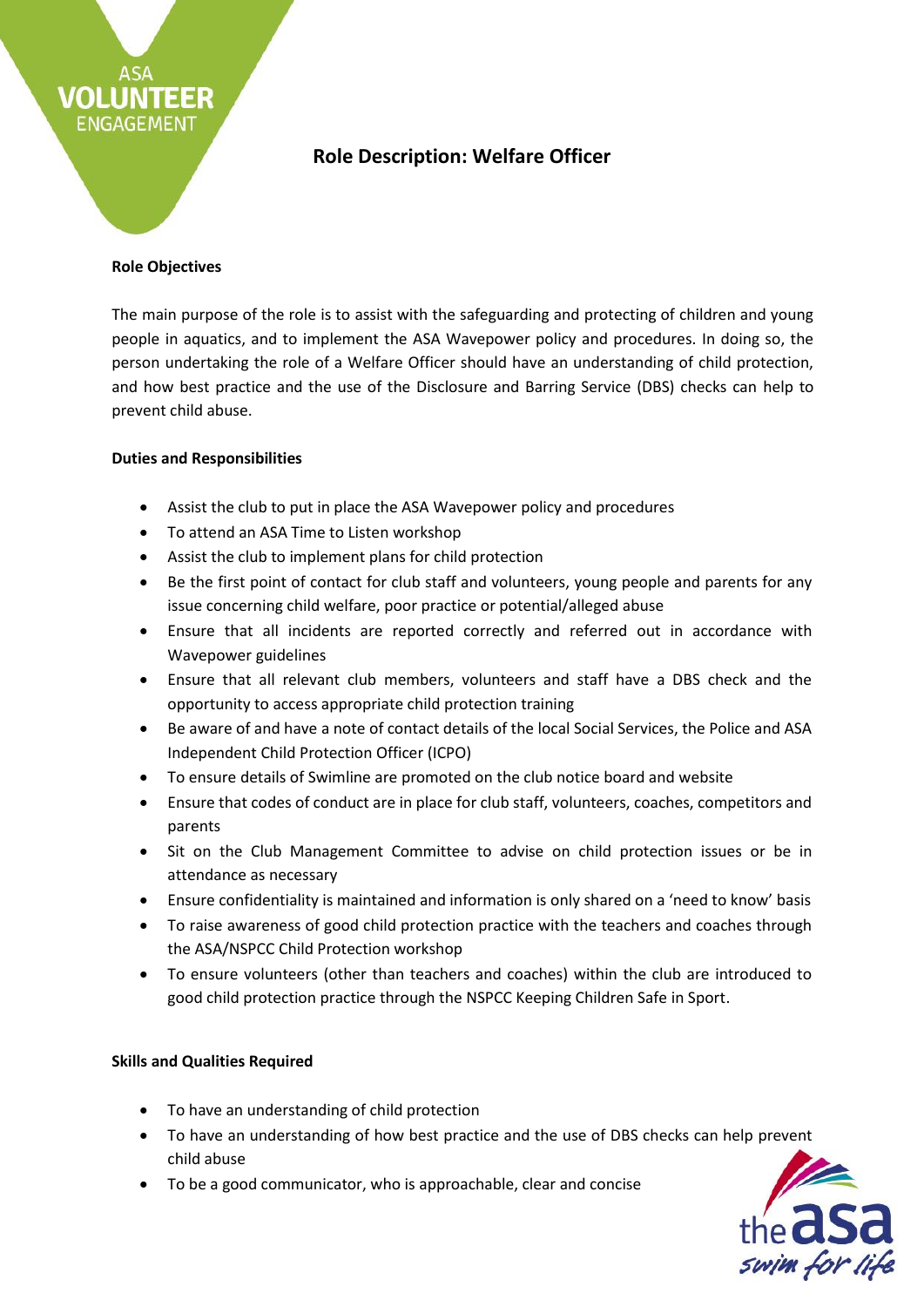ASA
VOLUNTEER
ENGAGEMENT

# Role Description: Welfare Officer

**Role Objectives**

The main purpose of the role is to assist with the safeguarding and protecting of children and young people in aquatics, and to implement the ASA Wavepower policy and procedures. In doing so, the person undertaking the role of a Welfare Officer should have an understanding of child protection, and how best practice and the use of the Disclosure and Barring Service (DBS) checks can help to prevent child abuse.

**Duties and Responsibilities**

- Assist the club to put in place the ASA Wavepower policy and procedures
- To attend an ASA Time to Listen workshop
- Assist the club to implement plans for child protection
- Be the first point of contact for club staff and volunteers, young people and parents for any issue concerning child welfare, poor practice or potential/alleged abuse
- Ensure that all incidents are reported correctly and referred out in accordance with Wavepower guidelines
- Ensure that all relevant club members, volunteers and staff have a DBS check and the opportunity to access appropriate child protection training
- Be aware of and have a note of contact details of the local Social Services, the Police and ASA Independent Child Protection Officer (ICPO)
- To ensure details of Swimline are promoted on the club notice board and website
- Ensure that codes of conduct are in place for club staff, volunteers, coaches, competitors and parents
- Sit on the Club Management Committee to advise on child protection issues or be in attendance as necessary
- Ensure confidentiality is maintained and information is only shared on a 'need to know' basis
- To raise awareness of good child protection practice with the teachers and coaches through the ASA/NSPCC Child Protection workshop
- To ensure volunteers (other than teachers and coaches) within the club are introduced to good child protection practice through the NSPCC Keeping Children Safe in Sport.

**Skills and Qualities Required**

- To have an understanding of child protection
- To have an understanding of how best practice and the use of DBS checks can help prevent child abuse
- To be a good communicator, who is approachable, clear and concise

the asa
swim for life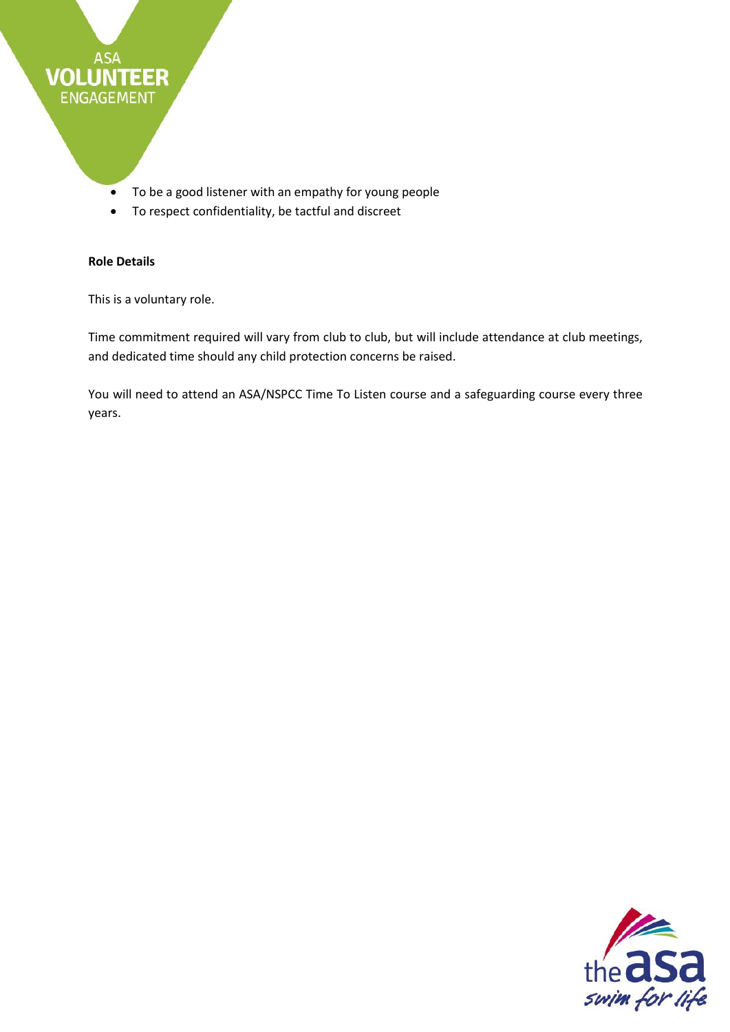- To be a good listener with an empathy for young people
- To respect confidentiality, be tactful and discreet

**Role Details**

This is a voluntary role.

Time commitment required will vary from club to club, but will include attendance at club meetings, and dedicated time should any child protection concerns be raised.

You will need to attend an ASA/NSPCC Time To Listen course and a safeguarding course every three years.